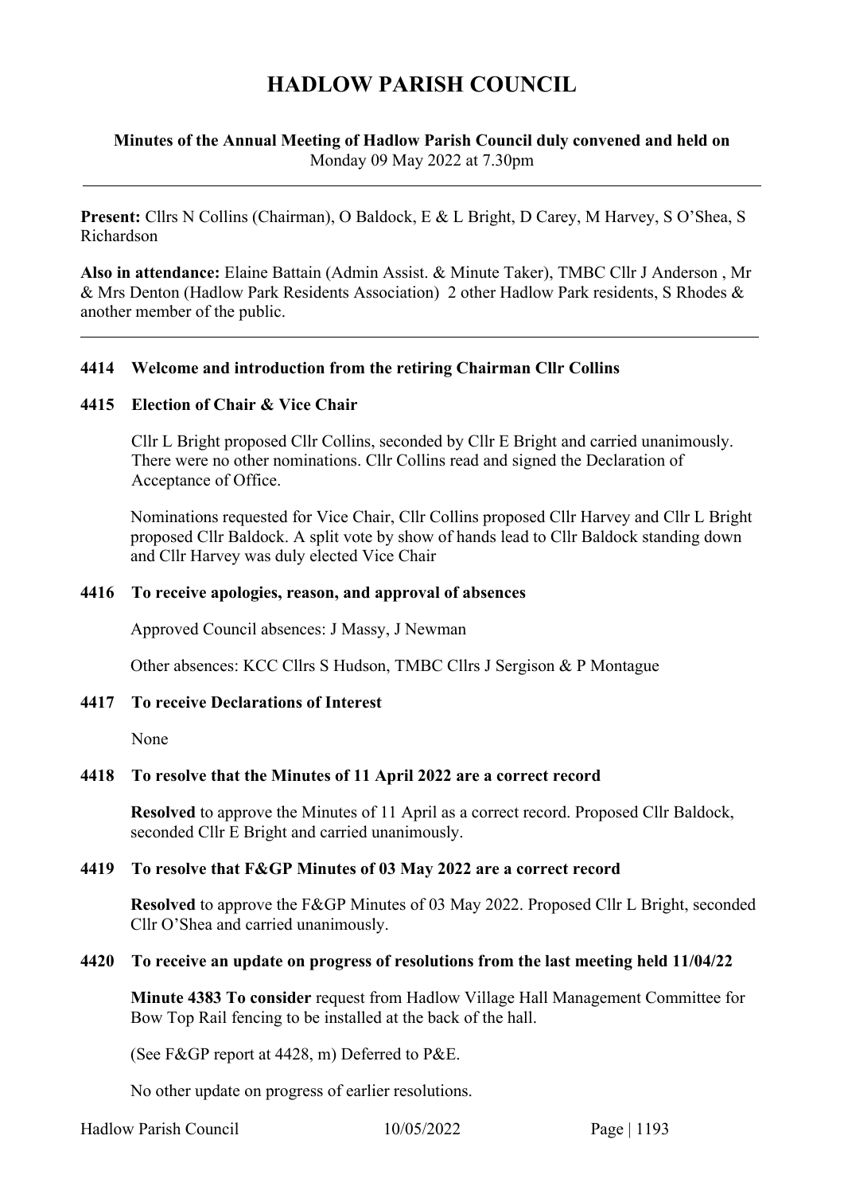# HADLOW PARISH COUNCIL

**Minutes of the Annual Meeting of Hadlow Parish Council duly convened and held on**
Monday 09 May 2022 at 7.30pm

**Present:** Cllrs N Collins (Chairman), O Baldock, E & L Bright, D Carey, M Harvey, S O'Shea, S Richardson

**Also in attendance:** Elaine Battain (Admin Assist. & Minute Taker), TMBC Cllr J Anderson , Mr & Mrs Denton (Hadlow Park Residents Association) 2 other Hadlow Park residents, S Rhodes & another member of the public.

### 4414 Welcome and introduction from the retiring Chairman Cllr Collins

### 4415 Election of Chair & Vice Chair

Cllr L Bright proposed Cllr Collins, seconded by Cllr E Bright and carried unanimously. There were no other nominations. Cllr Collins read and signed the Declaration of Acceptance of Office.

Nominations requested for Vice Chair, Cllr Collins proposed Cllr Harvey and Cllr L Bright proposed Cllr Baldock. A split vote by show of hands lead to Cllr Baldock standing down and Cllr Harvey was duly elected Vice Chair

### 4416 To receive apologies, reason, and approval of absences

Approved Council absences: J Massy, J Newman

Other absences: KCC Cllrs S Hudson, TMBC Cllrs J Sergison & P Montague

### 4417 To receive Declarations of Interest

None

### 4418 To resolve that the Minutes of 11 April 2022 are a correct record

**Resolved** to approve the Minutes of 11 April as a correct record. Proposed Cllr Baldock, seconded Cllr E Bright and carried unanimously.

### 4419 To resolve that F&GP Minutes of 03 May 2022 are a correct record

**Resolved** to approve the F&GP Minutes of 03 May 2022. Proposed Cllr L Bright, seconded Cllr O'Shea and carried unanimously.

### 4420 To receive an update on progress of resolutions from the last meeting held 11/04/22

**Minute 4383 To consider** request from Hadlow Village Hall Management Committee for Bow Top Rail fencing to be installed at the back of the hall.

(See F&GP report at 4428, m) Deferred to P&E.

No other update on progress of earlier resolutions.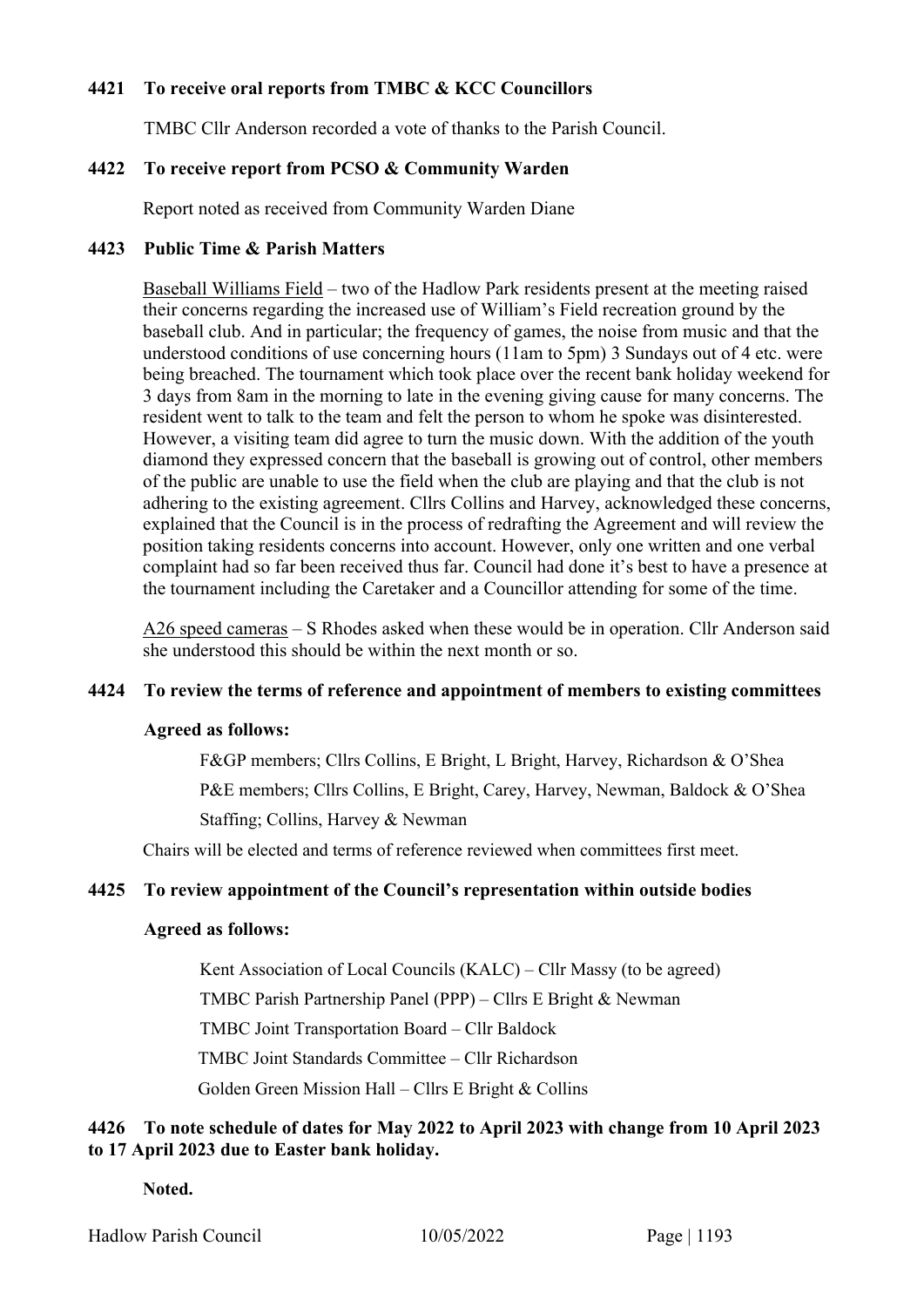### 4421 To receive oral reports from TMBC & KCC Councillors

TMBC Cllr Anderson recorded a vote of thanks to the Parish Council.

### 4422 To receive report from PCSO & Community Warden

Report noted as received from Community Warden Diane

### 4423 Public Time & Parish Matters

Baseball Williams Field – two of the Hadlow Park residents present at the meeting raised their concerns regarding the increased use of William's Field recreation ground by the baseball club. And in particular; the frequency of games, the noise from music and that the understood conditions of use concerning hours (11am to 5pm) 3 Sundays out of 4 etc. were being breached. The tournament which took place over the recent bank holiday weekend for 3 days from 8am in the morning to late in the evening giving cause for many concerns. The resident went to talk to the team and felt the person to whom he spoke was disinterested. However, a visiting team did agree to turn the music down. With the addition of the youth diamond they expressed concern that the baseball is growing out of control, other members of the public are unable to use the field when the club are playing and that the club is not adhering to the existing agreement. Cllrs Collins and Harvey, acknowledged these concerns, explained that the Council is in the process of redrafting the Agreement and will review the position taking residents concerns into account. However, only one written and one verbal complaint had so far been received thus far. Council had done it's best to have a presence at the tournament including the Caretaker and a Councillor attending for some of the time.

A26 speed cameras – S Rhodes asked when these would be in operation. Cllr Anderson said she understood this should be within the next month or so.

### 4424 To review the terms of reference and appointment of members to existing committees

**Agreed as follows:**

F&GP members; Cllrs Collins, E Bright, L Bright, Harvey, Richardson & O'Shea

P&E members; Cllrs Collins, E Bright, Carey, Harvey, Newman, Baldock & O'Shea

Staffing; Collins, Harvey & Newman

Chairs will be elected and terms of reference reviewed when committees first meet.

### 4425 To review appointment of the Council's representation within outside bodies

**Agreed as follows:**

Kent Association of Local Councils (KALC) – Cllr Massy (to be agreed)

TMBC Parish Partnership Panel (PPP) – Cllrs E Bright & Newman

TMBC Joint Transportation Board – Cllr Baldock

TMBC Joint Standards Committee – Cllr Richardson

Golden Green Mission Hall – Cllrs E Bright & Collins

### 4426 To note schedule of dates for May 2022 to April 2023 with change from 10 April 2023 to 17 April 2023 due to Easter bank holiday.

**Noted.**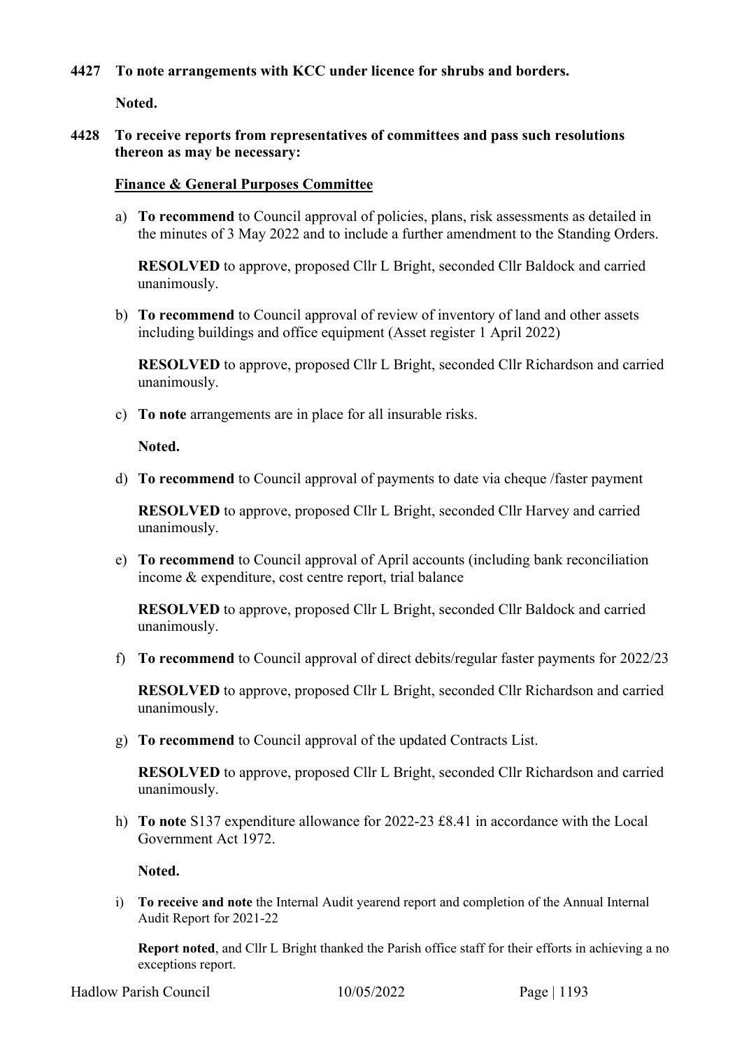**4427 To note arrangements with KCC under licence for shrubs and borders.**

**Noted.**

**4428 To receive reports from representatives of committees and pass such resolutions thereon as may be necessary:**

**Finance & General Purposes Committee**

a) **To recommend** to Council approval of policies, plans, risk assessments as detailed in the minutes of 3 May 2022 and to include a further amendment to the Standing Orders.

   **RESOLVED** to approve, proposed Cllr L Bright, seconded Cllr Baldock and carried unanimously.

b) **To recommend** to Council approval of review of inventory of land and other assets including buildings and office equipment (Asset register 1 April 2022)

   **RESOLVED** to approve, proposed Cllr L Bright, seconded Cllr Richardson and carried unanimously.

c) **To note** arrangements are in place for all insurable risks.

   **Noted.**

d) **To recommend** to Council approval of payments to date via cheque /faster payment

   **RESOLVED** to approve, proposed Cllr L Bright, seconded Cllr Harvey and carried unanimously.

e) **To recommend** to Council approval of April accounts (including bank reconciliation income & expenditure, cost centre report, trial balance

   **RESOLVED** to approve, proposed Cllr L Bright, seconded Cllr Baldock and carried unanimously.

f) **To recommend** to Council approval of direct debits/regular faster payments for 2022/23

   **RESOLVED** to approve, proposed Cllr L Bright, seconded Cllr Richardson and carried unanimously.

g) **To recommend** to Council approval of the updated Contracts List.

   **RESOLVED** to approve, proposed Cllr L Bright, seconded Cllr Richardson and carried unanimously.

h) **To note** S137 expenditure allowance for 2022-23 £8.41 in accordance with the Local Government Act 1972.

   **Noted.**

i) **To receive and note** the Internal Audit yearend report and completion of the Annual Internal Audit Report for 2021-22

   **Report noted**, and Cllr L Bright thanked the Parish office staff for their efforts in achieving a no exceptions report.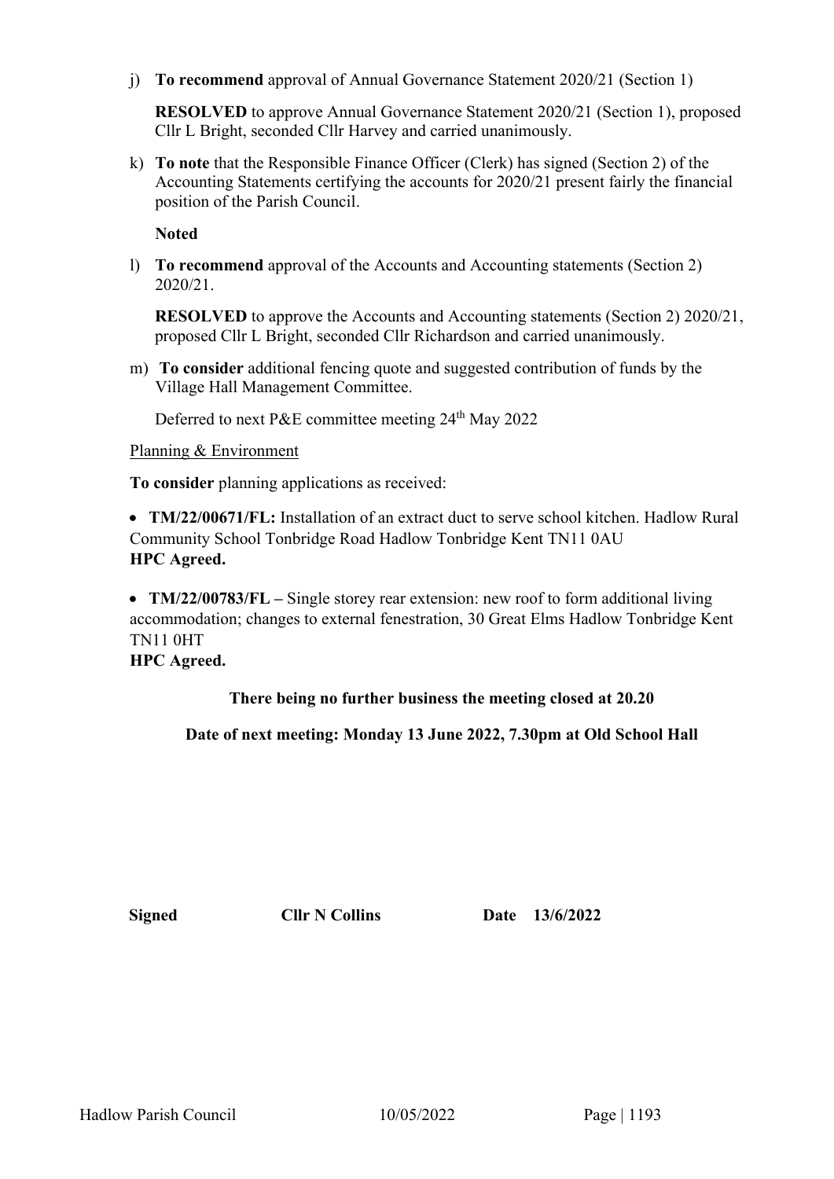j) **To recommend** approval of Annual Governance Statement 2020/21 (Section 1)

   **RESOLVED** to approve Annual Governance Statement 2020/21 (Section 1), proposed Cllr L Bright, seconded Cllr Harvey and carried unanimously.

k) **To note** that the Responsible Finance Officer (Clerk) has signed (Section 2) of the Accounting Statements certifying the accounts for 2020/21 present fairly the financial position of the Parish Council.

   **Noted**

l) **To recommend** approval of the Accounts and Accounting statements (Section 2) 2020/21.

   **RESOLVED** to approve the Accounts and Accounting statements (Section 2) 2020/21, proposed Cllr L Bright, seconded Cllr Richardson and carried unanimously.

m) **To consider** additional fencing quote and suggested contribution of funds by the Village Hall Management Committee.

   Deferred to next P&E committee meeting 24th May 2022

Planning & Environment

**To consider** planning applications as received:

- **TM/22/00671/FL:** Installation of an extract duct to serve school kitchen. Hadlow Rural Community School Tonbridge Road Hadlow Tonbridge Kent TN11 0AU
**HPC Agreed.**

- **TM/22/00783/FL –** Single storey rear extension: new roof to form additional living accommodation; changes to external fenestration, 30 Great Elms Hadlow Tonbridge Kent TN11 0HT
**HPC Agreed.**

**There being no further business the meeting closed at 20.20**

**Date of next meeting: Monday 13 June 2022, 7.30pm at Old School Hall**

**Signed** **Cllr N Collins** **Date 13/6/2022**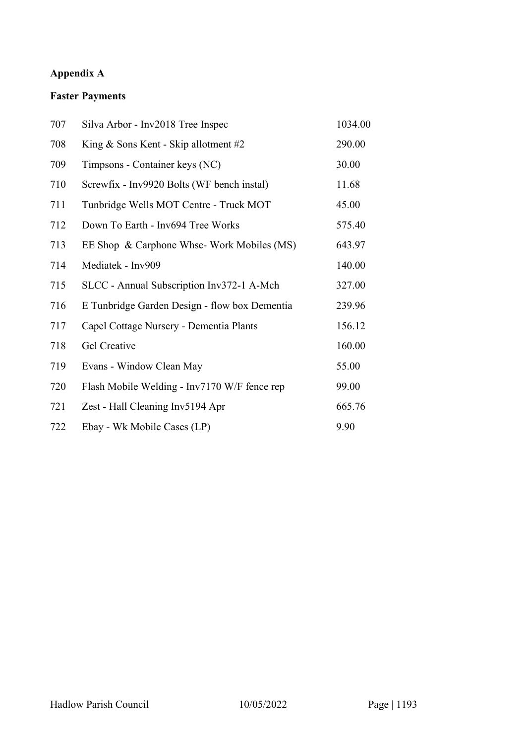**Appendix A**

**Faster Payments**

| | | |
|---|---|---|
| 707 | Silva Arbor - Inv2018 Tree Inspec | 1034.00 |
| 708 | King & Sons Kent - Skip allotment #2 | 290.00 |
| 709 | Timpsons - Container keys (NC) | 30.00 |
| 710 | Screwfix - Inv9920 Bolts (WF bench instal) | 11.68 |
| 711 | Tunbridge Wells MOT Centre - Truck MOT | 45.00 |
| 712 | Down To Earth - Inv694 Tree Works | 575.40 |
| 713 | EE Shop & Carphone Whse- Work Mobiles (MS) | 643.97 |
| 714 | Mediatek - Inv909 | 140.00 |
| 715 | SLCC - Annual Subscription Inv372-1 A-Mch | 327.00 |
| 716 | E Tunbridge Garden Design - flow box Dementia | 239.96 |
| 717 | Capel Cottage Nursery - Dementia Plants | 156.12 |
| 718 | Gel Creative | 160.00 |
| 719 | Evans - Window Clean May | 55.00 |
| 720 | Flash Mobile Welding - Inv7170 W/F fence rep | 99.00 |
| 721 | Zest - Hall Cleaning Inv5194 Apr | 665.76 |
| 722 | Ebay - Wk Mobile Cases (LP) | 9.90 |